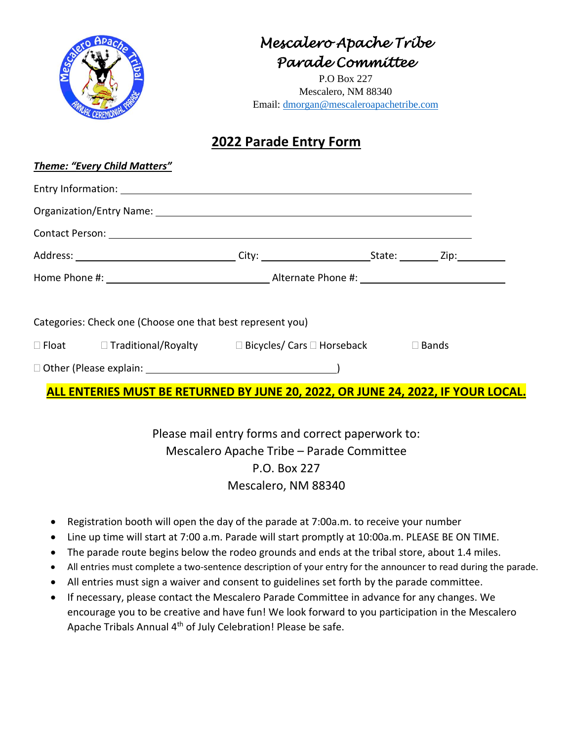# Mescalero Apache Tribe Parade Committee

P.O Box 227
Mescalero, NM 88340
Email: dmorgan@mescaleroapachetribe.com

## 2022 Parade Entry Form

***Theme: "Every Child Matters"***

Entry Information: ______________________________________________

Organization/Entry Name: ______________________________________________

Contact Person: ______________________________________________

Address: ____________________ City: ________________ State: ______ Zip: ________

Home Phone #: ____________________ Alternate Phone #: ____________________

Categories: Check one (Choose one that best represent you)

☐ Float ☐ Traditional/Royalty ☐ Bicycles/ Cars ☐ Horseback ☐ Bands

☐ Other (Please explain: ______________________________)

**ALL ENTERIES MUST BE RETURNED BY JUNE 20, 2022, OR JUNE 24, 2022, IF YOUR LOCAL.**

Please mail entry forms and correct paperwork to:
Mescalero Apache Tribe – Parade Committee
P.O. Box 227
Mescalero, NM 88340

- Registration booth will open the day of the parade at 7:00a.m. to receive your number
- Line up time will start at 7:00 a.m. Parade will start promptly at 10:00a.m. PLEASE BE ON TIME.
- The parade route begins below the rodeo grounds and ends at the tribal store, about 1.4 miles.
- All entries must complete a two-sentence description of your entry for the announcer to read during the parade.
- All entries must sign a waiver and consent to guidelines set forth by the parade committee.
- If necessary, please contact the Mescalero Parade Committee in advance for any changes. We encourage you to be creative and have fun! We look forward to you participation in the Mescalero Apache Tribals Annual 4th of July Celebration! Please be safe.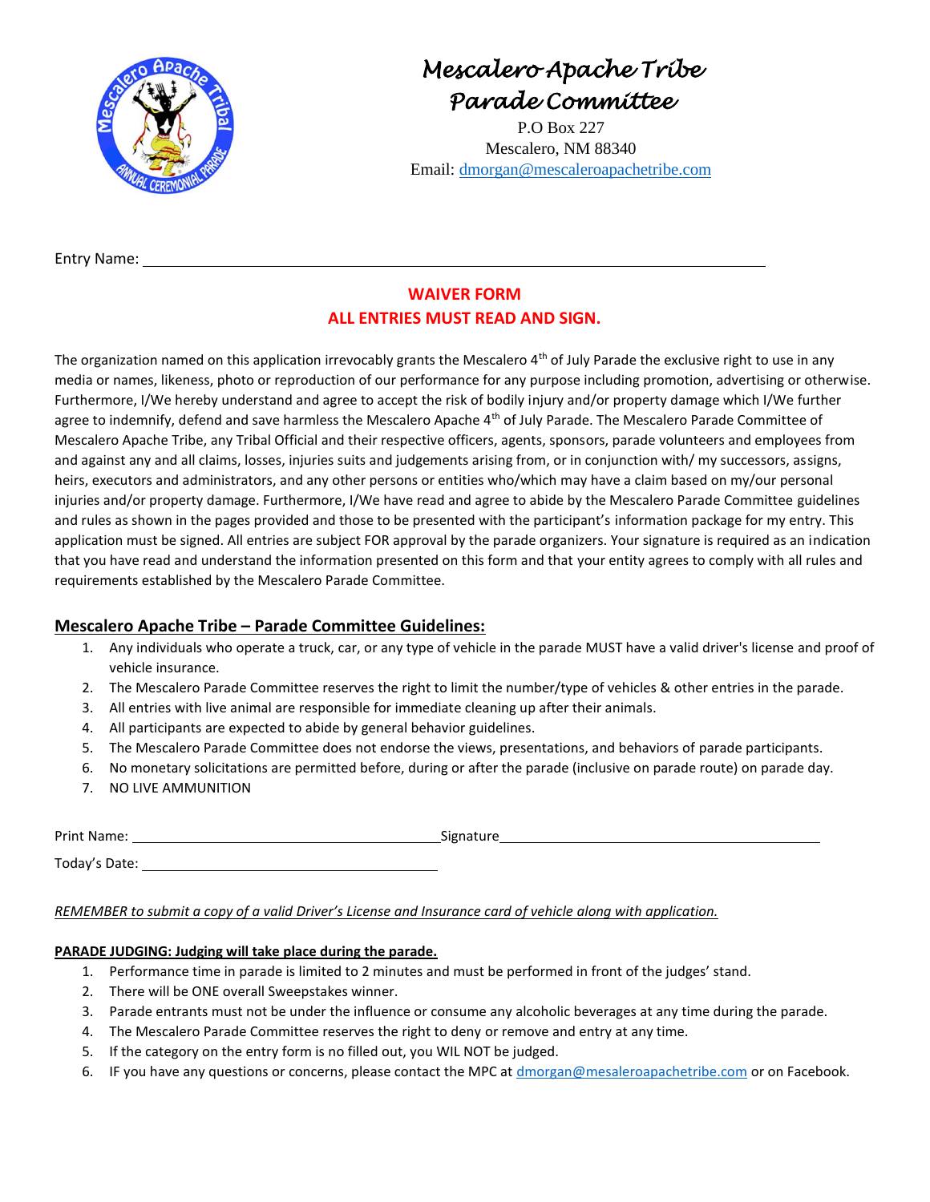# Mescalero Apache Tribe Parade Committee

P.O Box 227
Mescalero, NM 88340
Email: dmorgan@mescaleroapachetribe.com

Entry Name: ____________________________________________

**WAIVER FORM**
**ALL ENTRIES MUST READ AND SIGN.**

The organization named on this application irrevocably grants the Mescalero 4th of July Parade the exclusive right to use in any media or names, likeness, photo or reproduction of our performance for any purpose including promotion, advertising or otherwise. Furthermore, I/We hereby understand and agree to accept the risk of bodily injury and/or property damage which I/We further agree to indemnify, defend and save harmless the Mescalero Apache 4th of July Parade. The Mescalero Parade Committee of Mescalero Apache Tribe, any Tribal Official and their respective officers, agents, sponsors, parade volunteers and employees from and against any and all claims, losses, injuries suits and judgements arising from, or in conjunction with/ my successors, assigns, heirs, executors and administrators, and any other persons or entities who/which may have a claim based on my/our personal injuries and/or property damage. Furthermore, I/We have read and agree to abide by the Mescalero Parade Committee guidelines and rules as shown in the pages provided and those to be presented with the participant's information package for my entry. This application must be signed. All entries are subject FOR approval by the parade organizers. Your signature is required as an indication that you have read and understand the information presented on this form and that your entity agrees to comply with all rules and requirements established by the Mescalero Parade Committee.

## Mescalero Apache Tribe – Parade Committee Guidelines:

1. Any individuals who operate a truck, car, or any type of vehicle in the parade MUST have a valid driver's license and proof of vehicle insurance.
2. The Mescalero Parade Committee reserves the right to limit the number/type of vehicles & other entries in the parade.
3. All entries with live animal are responsible for immediate cleaning up after their animals.
4. All participants are expected to abide by general behavior guidelines.
5. The Mescalero Parade Committee does not endorse the views, presentations, and behaviors of parade participants.
6. No monetary solicitations are permitted before, during or after the parade (inclusive on parade route) on parade day.
7. NO LIVE AMMUNITION

Print Name: ______________________________ Signature______________________________

Today's Date: ______________________________

*REMEMBER to submit a copy of a valid Driver's License and Insurance card of vehicle along with application.*

**PARADE JUDGING: Judging will take place during the parade.**

1. Performance time in parade is limited to 2 minutes and must be performed in front of the judges' stand.
2. There will be ONE overall Sweepstakes winner.
3. Parade entrants must not be under the influence or consume any alcoholic beverages at any time during the parade.
4. The Mescalero Parade Committee reserves the right to deny or remove and entry at any time.
5. If the category on the entry form is no filled out, you WIL NOT be judged.
6. IF you have any questions or concerns, please contact the MPC at dmorgan@mesaleroapachetribe.com or on Facebook.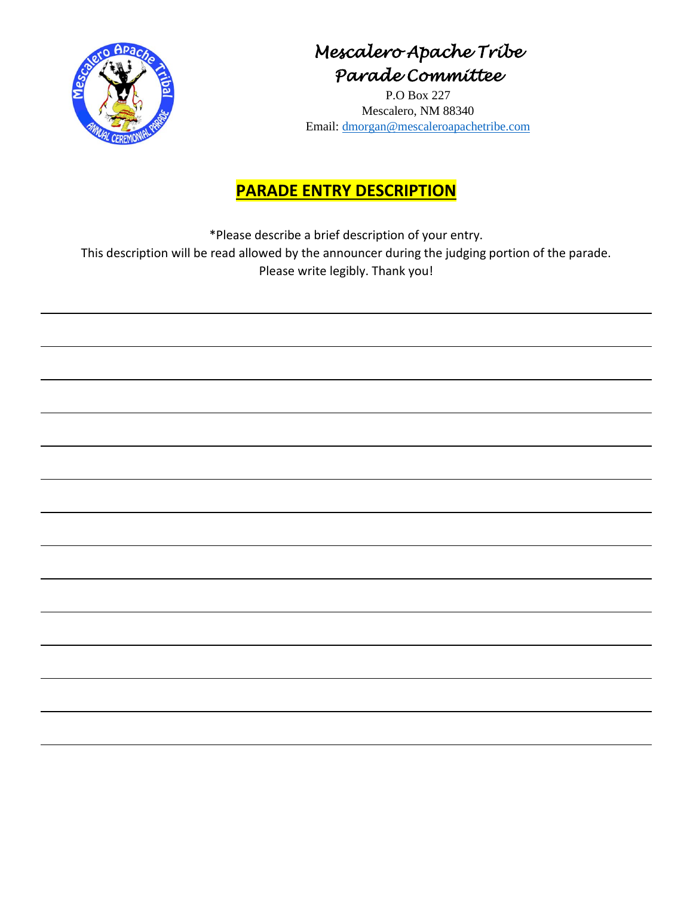# Mescalero Apache Tribe Parade Committee

P.O Box 227
Mescalero, NM 88340
Email: dmorgan@mescaleroapachetribe.com

## **PARADE ENTRY DESCRIPTION**

*Please describe a brief description of your entry.
This description will be read allowed by the announcer during the judging portion of the parade.
Please write legibly. Thank you!